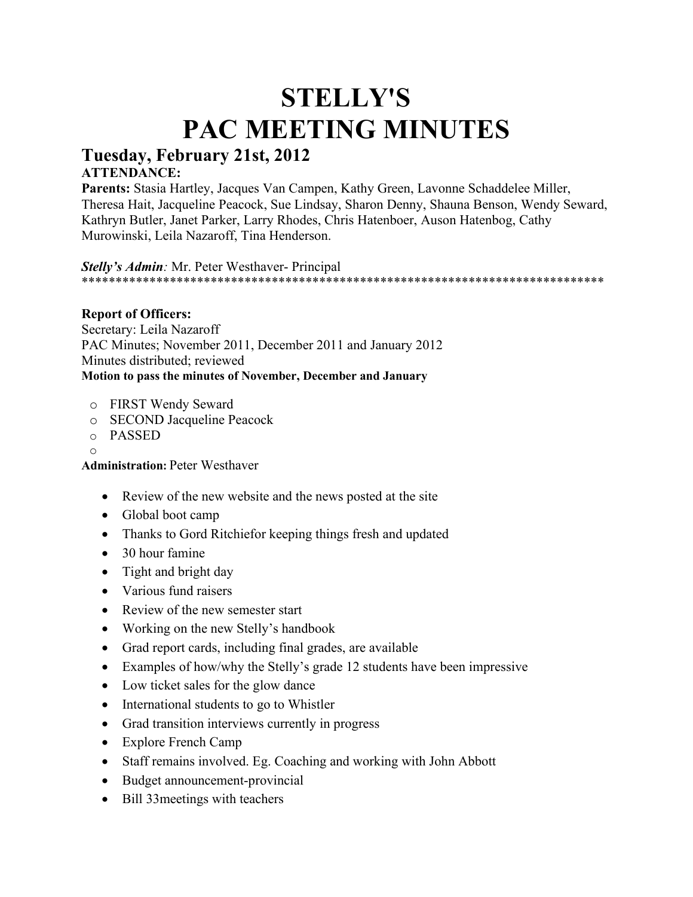# STELLY'S
# PAC MEETING MINUTES

## Tuesday, February 21st, 2012

**ATTENDANCE:**

**Parents:** Stasia Hartley, Jacques Van Campen, Kathy Green, Lavonne Schaddelee Miller, Theresa Hait, Jacqueline Peacock, Sue Lindsay, Sharon Denny, Shauna Benson, Wendy Seward, Kathryn Butler, Janet Parker, Larry Rhodes, Chris Hatenboer, Auson Hatenbog, Cathy Murowinski, Leila Nazaroff, Tina Henderson.

***Stelly's Admin**:* Mr. Peter Westhaver- Principal

********************************************************************************

**Report of Officers:**

Secretary: Leila Nazaroff

PAC Minutes; November 2011, December 2011 and January 2012

Minutes distributed; reviewed

**Motion to pass the minutes of November, December and January**

- FIRST Wendy Seward
- SECOND Jacqueline Peacock
- PASSED

**Administration:** Peter Westhaver

- Review of the new website and the news posted at the site
- Global boot camp
- Thanks to Gord Ritchiefor keeping things fresh and updated
- 30 hour famine
- Tight and bright day
- Various fund raisers
- Review of the new semester start
- Working on the new Stelly's handbook
- Grad report cards, including final grades, are available
- Examples of how/why the Stelly's grade 12 students have been impressive
- Low ticket sales for the glow dance
- International students to go to Whistler
- Grad transition interviews currently in progress
- Explore French Camp
- Staff remains involved. Eg. Coaching and working with John Abbott
- Budget announcement-provincial
- Bill 33meetings with teachers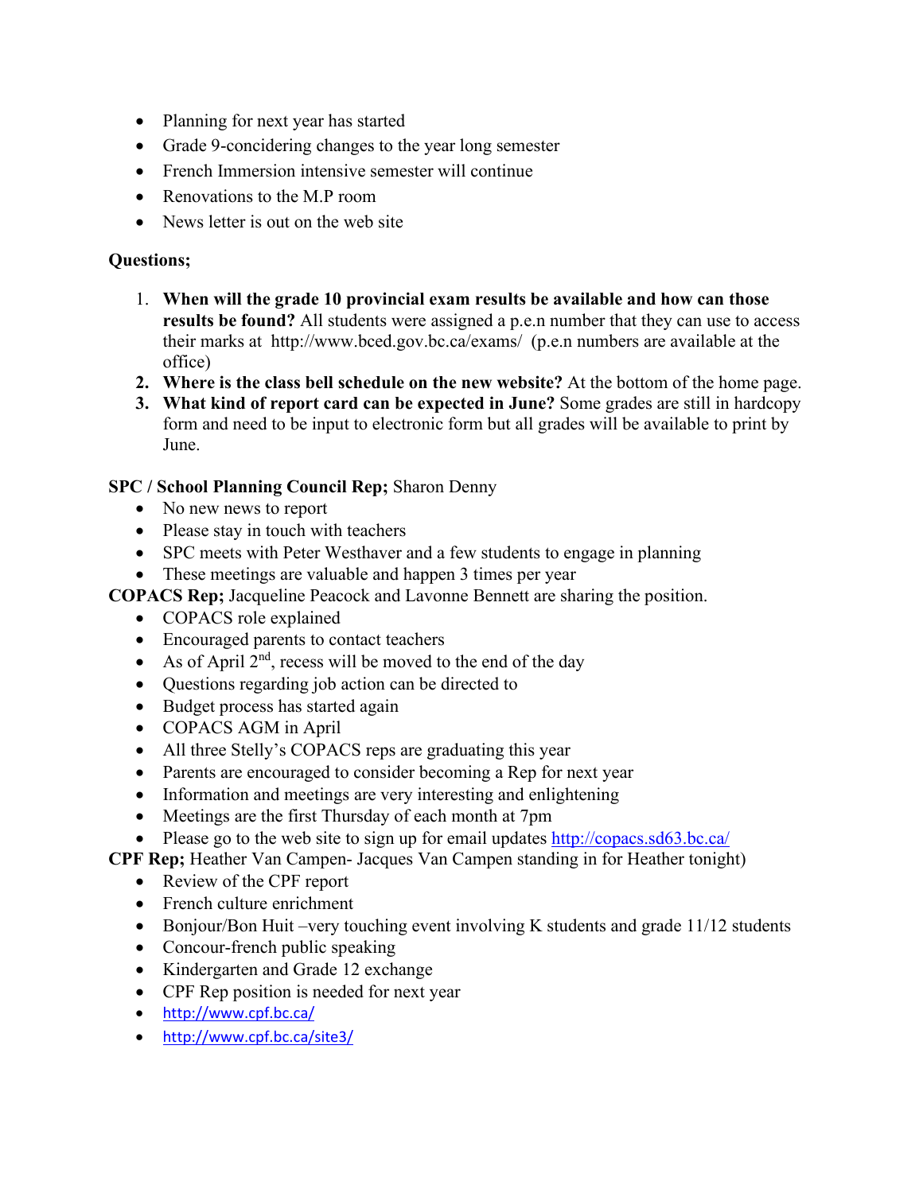- Planning for next year has started
- Grade 9-concidering changes to the year long semester
- French Immersion intensive semester will continue
- Renovations to the M.P room
- News letter is out on the web site

**Questions;**

1. **When will the grade 10 provincial exam results be available and how can those results be found?** All students were assigned a p.e.n number that they can use to access their marks at http://www.bced.gov.bc.ca/exams/ (p.e.n numbers are available at the office)
2. **Where is the class bell schedule on the new website?** At the bottom of the home page.
3. **What kind of report card can be expected in June?** Some grades are still in hardcopy form and need to be input to electronic form but all grades will be available to print by June.

**SPC / School Planning Council Rep;** Sharon Denny

- No new news to report
- Please stay in touch with teachers
- SPC meets with Peter Westhaver and a few students to engage in planning
- These meetings are valuable and happen 3 times per year

**COPACS Rep;** Jacqueline Peacock and Lavonne Bennett are sharing the position.

- COPACS role explained
- Encouraged parents to contact teachers
- As of April 2nd, recess will be moved to the end of the day
- Questions regarding job action can be directed to
- Budget process has started again
- COPACS AGM in April
- All three Stelly's COPACS reps are graduating this year
- Parents are encouraged to consider becoming a Rep for next year
- Information and meetings are very interesting and enlightening
- Meetings are the first Thursday of each month at 7pm
- Please go to the web site to sign up for email updates http://copacs.sd63.bc.ca/

**CPF Rep;** Heather Van Campen- Jacques Van Campen standing in for Heather tonight)

- Review of the CPF report
- French culture enrichment
- Bonjour/Bon Huit –very touching event involving K students and grade 11/12 students
- Concour-french public speaking
- Kindergarten and Grade 12 exchange
- CPF Rep position is needed for next year
- http://www.cpf.bc.ca/
- http://www.cpf.bc.ca/site3/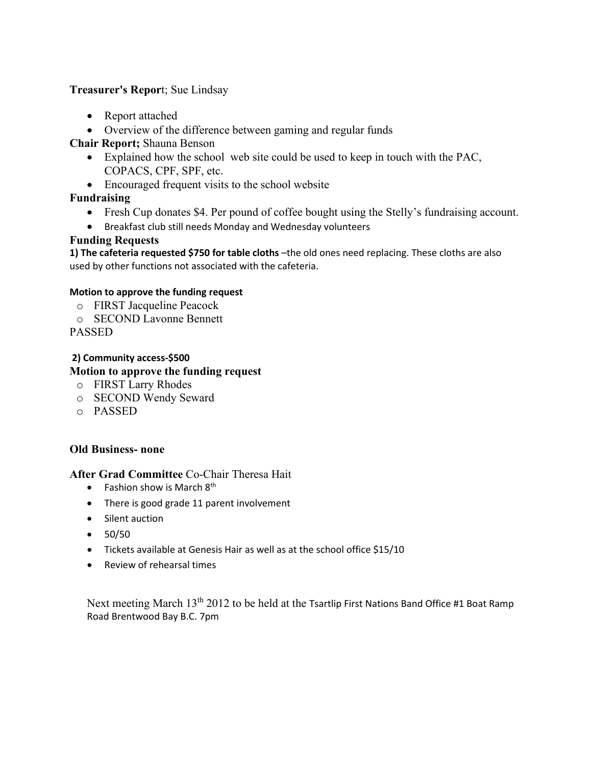**Treasurer's Repor**t; Sue Lindsay

- Report attached
- Overview of the difference between gaming and regular funds

**Chair Report;** Shauna Benson

- Explained how the school web site could be used to keep in touch with the PAC, COPACS, CPF, SPF, etc.
- Encouraged frequent visits to the school website

**Fundraising**

- Fresh Cup donates $4. Per pound of coffee bought using the Stelly's fundraising account.
- Breakfast club still needs Monday and Wednesday volunteers

**Funding Requests**

**1) The cafeteria requested $750 for table cloths** –the old ones need replacing. These cloths are also used by other functions not associated with the cafeteria.

**Motion to approve the funding request**

- FIRST Jacqueline Peacock
- SECOND Lavonne Bennett

PASSED

**2) Community access-$500**

**Motion to approve the funding request**

- FIRST Larry Rhodes
- SECOND Wendy Seward
- PASSED

**Old Business- none**

**After Grad Committee** Co-Chair Theresa Hait

- Fashion show is March 8th
- There is good grade 11 parent involvement
- Silent auction
- 50/50
- Tickets available at Genesis Hair as well as at the school office $15/10
- Review of rehearsal times

Next meeting March 13th 2012 to be held at the Tsartlip First Nations Band Office #1 Boat Ramp Road Brentwood Bay B.C. 7pm